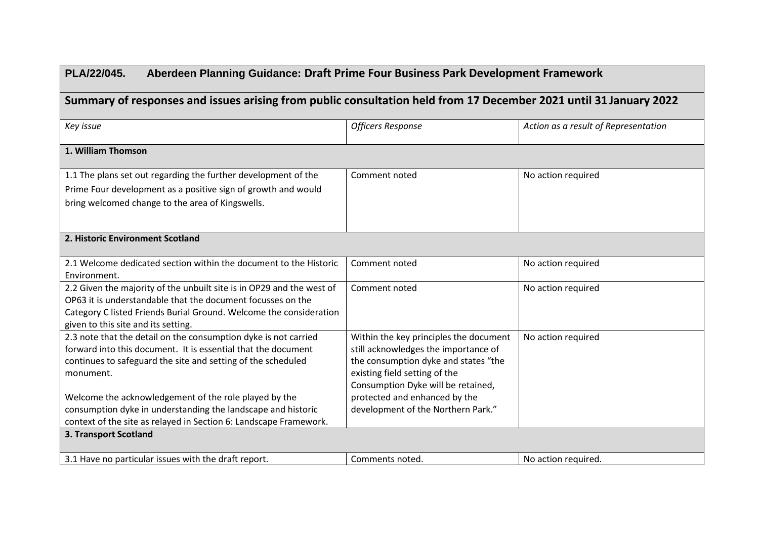| **PLA/22/045. Aberdeen Planning Guidance: Draft Prime Four Business Park Development Framework** | | |
|---|---|---|
| **Summary of responses and issues arising from public consultation held from 17 December 2021 until 31 January 2022** | | |
| *Key issue* | *Officers Response* | *Action as a result of Representation* |
| **1. William Thomson** | | |
| 1.1 The plans set out regarding the further development of the Prime Four development as a positive sign of growth and would bring welcomed change to the area of Kingswells. | Comment noted | No action required |
| **2. Historic Environment Scotland** | | |
| 2.1 Welcome dedicated section within the document to the Historic Environment. | Comment noted | No action required |
| 2.2 Given the majority of the unbuilt site is in OP29 and the west of OP63 it is understandable that the document focusses on the Category C listed Friends Burial Ground. Welcome the consideration given to this site and its setting. | Comment noted | No action required |
| 2.3 note that the detail on the consumption dyke is not carried forward into this document. It is essential that the document continues to safeguard the site and setting of the scheduled monument.<br><br>Welcome the acknowledgement of the role played by the consumption dyke in understanding the landscape and historic context of the site as relayed in Section 6: Landscape Framework. | Within the key principles the document still acknowledges the importance of the consumption dyke and states "the existing field setting of the Consumption Dyke will be retained, protected and enhanced by the development of the Northern Park." | No action required |
| **3. Transport Scotland** | | |
| 3.1 Have no particular issues with the draft report. | Comments noted. | No action required. |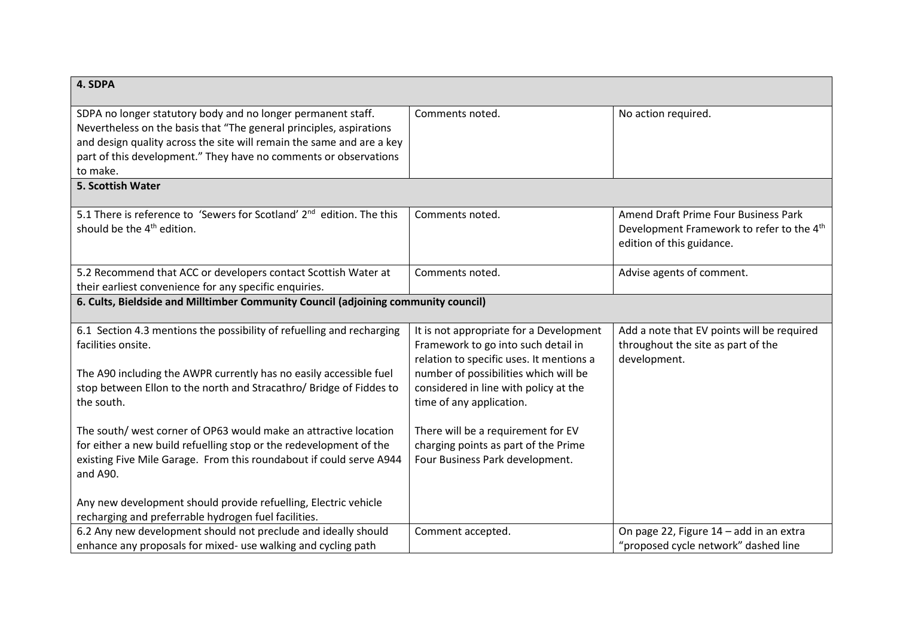| 4. SDPA | | |
|---|---|---|
| SDPA no longer statutory body and no longer permanent staff. Nevertheless on the basis that "The general principles, aspirations and design quality across the site will remain the same and are a key part of this development." They have no comments or observations to make. | Comments noted. | No action required. |
| **5. Scottish Water** | | |
| 5.1 There is reference to 'Sewers for Scotland' 2nd edition. The this should be the 4th edition. | Comments noted. | Amend Draft Prime Four Business Park Development Framework to refer to the 4th edition of this guidance. |
| 5.2 Recommend that ACC or developers contact Scottish Water at their earliest convenience for any specific enquiries. | Comments noted. | Advise agents of comment. |
| **6. Cults, Bieldside and Milltimber Community Council (adjoining community council)** | | |
| 6.1 Section 4.3 mentions the possibility of refuelling and recharging facilities onsite.<br><br>The A90 including the AWPR currently has no easily accessible fuel stop between Ellon to the north and Stracathro/ Bridge of Fiddes to the south.<br><br>The south/ west corner of OP63 would make an attractive location for either a new build refuelling stop or the redevelopment of the existing Five Mile Garage. From this roundabout if could serve A944 and A90.<br><br>Any new development should provide refuelling, Electric vehicle recharging and preferrable hydrogen fuel facilities. | It is not appropriate for a Development Framework to go into such detail in relation to specific uses. It mentions a number of possibilities which will be considered in line with policy at the time of any application.<br><br>There will be a requirement for EV charging points as part of the Prime Four Business Park development. | Add a note that EV points will be required throughout the site as part of the development. |
| 6.2 Any new development should not preclude and ideally should enhance any proposals for mixed- use walking and cycling path | Comment accepted. | On page 22, Figure 14 – add in an extra "proposed cycle network" dashed line |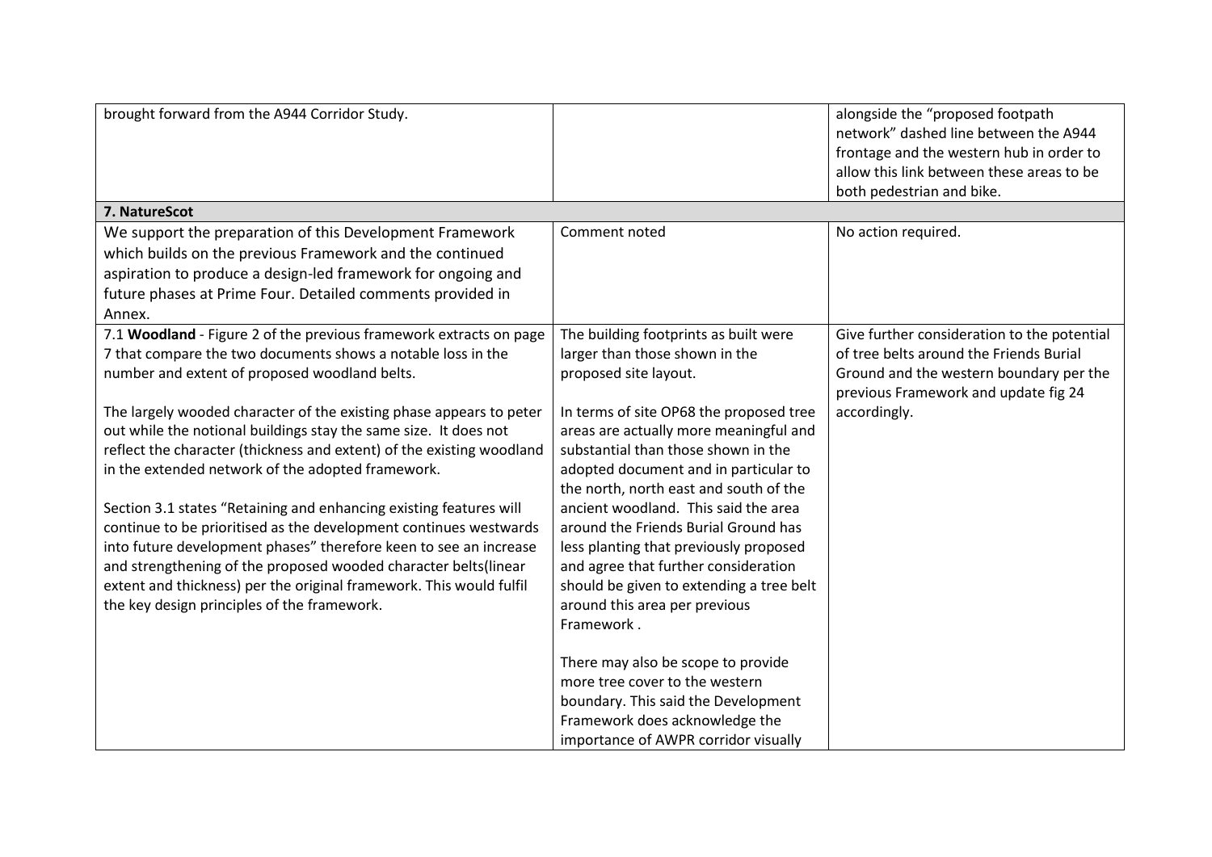| | | |
|---|---|---|
| brought forward from the A944 Corridor Study. | | alongside the "proposed footpath network" dashed line between the A944 frontage and the western hub in order to allow this link between these areas to be both pedestrian and bike. |
| **7. NatureScot** | | |
| We support the preparation of this Development Framework which builds on the previous Framework and the continued aspiration to produce a design-led framework for ongoing and future phases at Prime Four. Detailed comments provided in Annex. | Comment noted | No action required. |
| 7.1 **Woodland** - Figure 2 of the previous framework extracts on page 7 that compare the two documents shows a notable loss in the number and extent of proposed woodland belts.<br><br>The largely wooded character of the existing phase appears to peter out while the notional buildings stay the same size. It does not reflect the character (thickness and extent) of the existing woodland in the extended network of the adopted framework.<br><br>Section 3.1 states "Retaining and enhancing existing features will continue to be prioritised as the development continues westwards into future development phases" therefore keen to see an increase and strengthening of the proposed wooded character belts(linear extent and thickness) per the original framework. This would fulfil the key design principles of the framework. | The building footprints as built were larger than those shown in the proposed site layout.<br><br>In terms of site OP68 the proposed tree areas are actually more meaningful and substantial than those shown in the adopted document and in particular to the north, north east and south of the ancient woodland. This said the area around the Friends Burial Ground has less planting that previously proposed and agree that further consideration should be given to extending a tree belt around this area per previous Framework .<br><br>There may also be scope to provide more tree cover to the western boundary. This said the Development Framework does acknowledge the importance of AWPR corridor visually | Give further consideration to the potential of tree belts around the Friends Burial Ground and the western boundary per the previous Framework and update fig 24 accordingly. |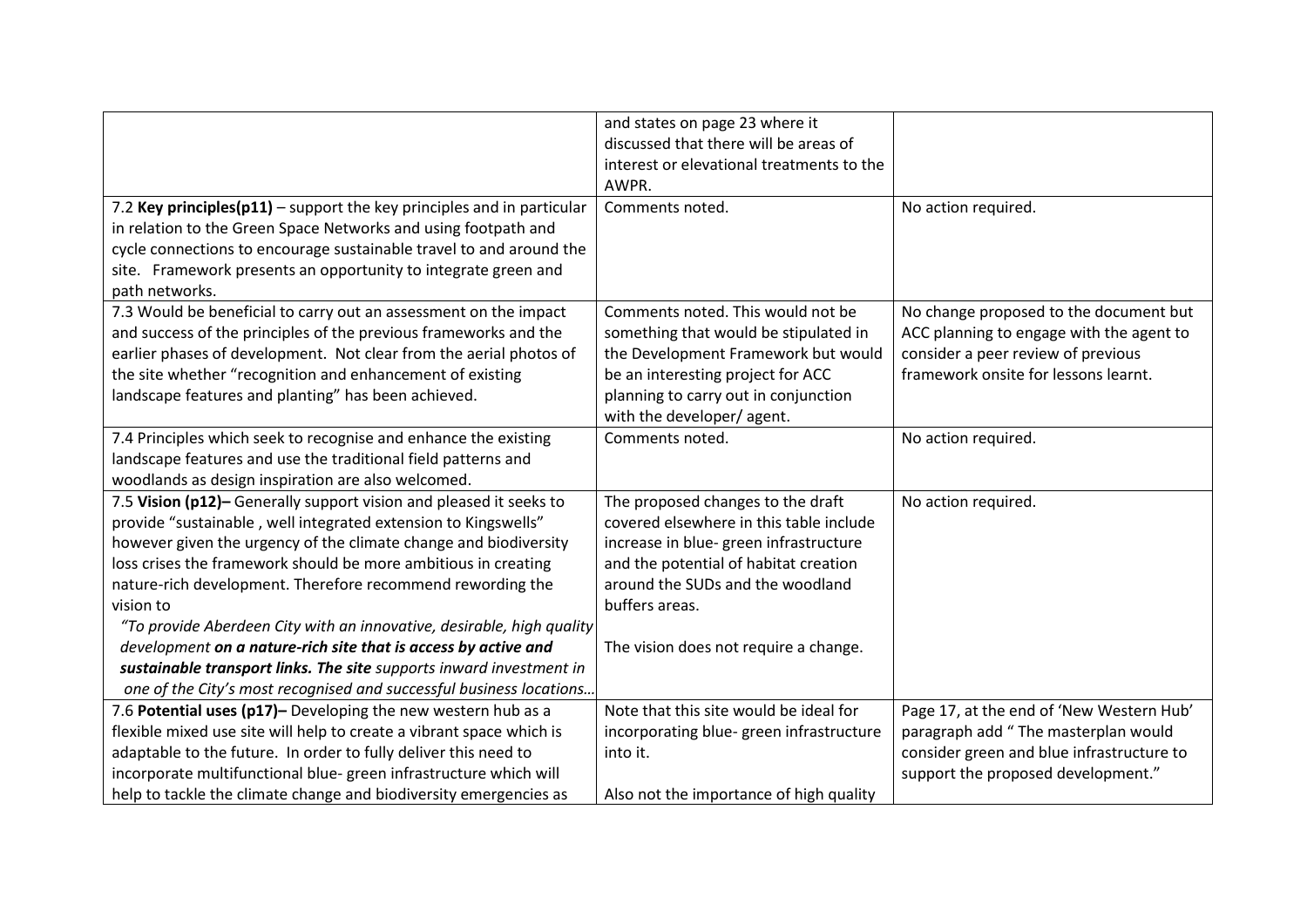| | | |
|---|---|---|
| | and states on page 23 where it discussed that there will be areas of interest or elevational treatments to the AWPR. | |
| 7.2 **Key principles(p11)** – support the key principles and in particular in relation to the Green Space Networks and using footpath and cycle connections to encourage sustainable travel to and around the site. Framework presents an opportunity to integrate green and path networks. | Comments noted. | No action required. |
| 7.3 Would be beneficial to carry out an assessment on the impact and success of the principles of the previous frameworks and the earlier phases of development. Not clear from the aerial photos of the site whether "recognition and enhancement of existing landscape features and planting" has been achieved. | Comments noted. This would not be something that would be stipulated in the Development Framework but would be an interesting project for ACC planning to carry out in conjunction with the developer/ agent. | No change proposed to the document but ACC planning to engage with the agent to consider a peer review of previous framework onsite for lessons learnt. |
| 7.4 Principles which seek to recognise and enhance the existing landscape features and use the traditional field patterns and woodlands as design inspiration are also welcomed. | Comments noted. | No action required. |
| 7.5 **Vision (p12)–** Generally support vision and pleased it seeks to provide "sustainable , well integrated extension to Kingswells" however given the urgency of the climate change and biodiversity loss crises the framework should be more ambitious in creating nature-rich development. Therefore recommend rewording the vision to *"To provide Aberdeen City with an innovative, desirable, high quality development **on a nature-rich site that is access by active and sustainable transport links. The site** supports inward investment in one of the City's most recognised and successful business locations…* | The proposed changes to the draft covered elsewhere in this table include increase in blue- green infrastructure and the potential of habitat creation around the SUDs and the woodland buffers areas.<br><br>The vision does not require a change. | No action required. |
| 7.6 **Potential uses (p17)–** Developing the new western hub as a flexible mixed use site will help to create a vibrant space which is adaptable to the future. In order to fully deliver this need to incorporate multifunctional blue- green infrastructure which will help to tackle the climate change and biodiversity emergencies as | Note that this site would be ideal for incorporating blue- green infrastructure into it.<br><br>Also not the importance of high quality | Page 17, at the end of 'New Western Hub' paragraph add " The masterplan would consider green and blue infrastructure to support the proposed development." |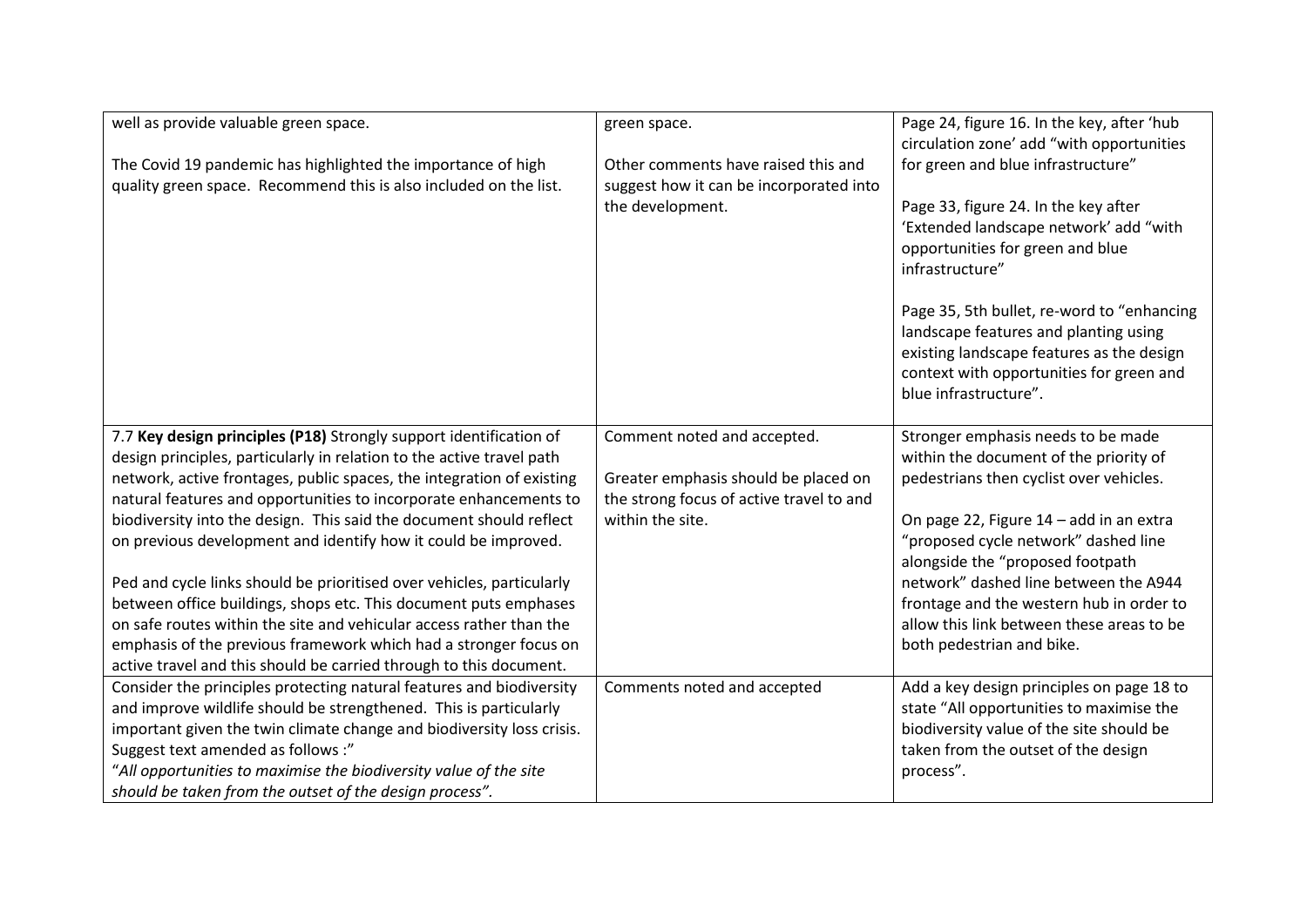| | | |
|---|---|---|
| well as provide valuable green space.<br><br>The Covid 19 pandemic has highlighted the importance of high quality green space. Recommend this is also included on the list. | green space.<br><br>Other comments have raised this and suggest how it can be incorporated into the development. | Page 24, figure 16. In the key, after 'hub circulation zone' add "with opportunities for green and blue infrastructure"<br><br>Page 33, figure 24. In the key after 'Extended landscape network' add "with opportunities for green and blue infrastructure"<br><br>Page 35, 5th bullet, re-word to "enhancing landscape features and planting using existing landscape features as the design context with opportunities for green and blue infrastructure". |
| 7.7 **Key design principles (P18)** Strongly support identification of design principles, particularly in relation to the active travel path network, active frontages, public spaces, the integration of existing natural features and opportunities to incorporate enhancements to biodiversity into the design. This said the document should reflect on previous development and identify how it could be improved.<br><br>Ped and cycle links should be prioritised over vehicles, particularly between office buildings, shops etc. This document puts emphases on safe routes within the site and vehicular access rather than the emphasis of the previous framework which had a stronger focus on active travel and this should be carried through to this document. | Comment noted and accepted.<br><br>Greater emphasis should be placed on the strong focus of active travel to and within the site. | Stronger emphasis needs to be made within the document of the priority of pedestrians then cyclist over vehicles.<br><br>On page 22, Figure 14 – add in an extra "proposed cycle network" dashed line alongside the "proposed footpath network" dashed line between the A944 frontage and the western hub in order to allow this link between these areas to be both pedestrian and bike. |
| Consider the principles protecting natural features and biodiversity and improve wildlife should be strengthened. This is particularly important given the twin climate change and biodiversity loss crisis. Suggest text amended as follows :"<br>*"All opportunities to maximise the biodiversity value of the site should be taken from the outset of the design process".* | Comments noted and accepted | Add a key design principles on page 18 to state "All opportunities to maximise the biodiversity value of the site should be taken from the outset of the design process". |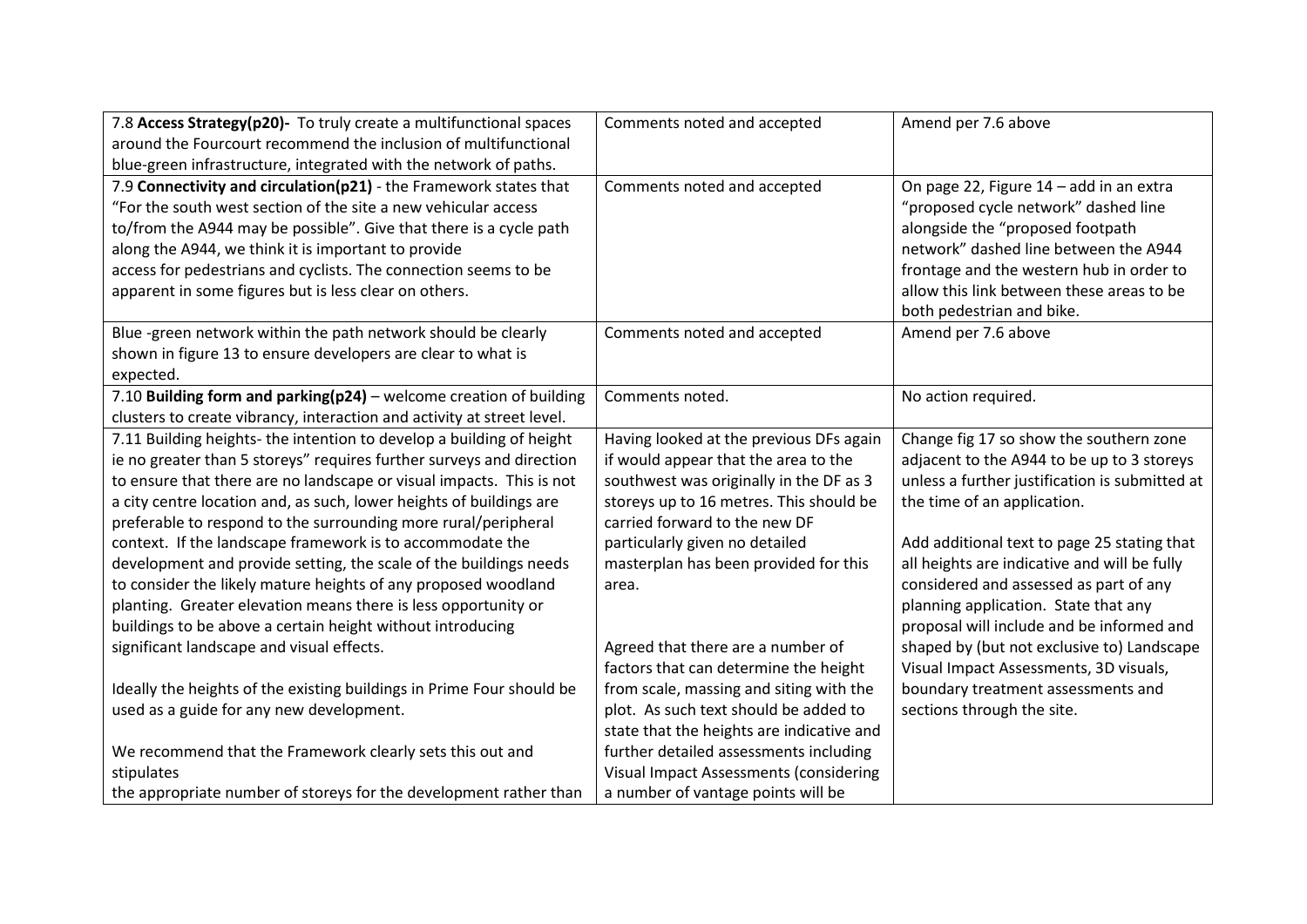| | | |
|---|---|---|
| 7.8 **Access Strategy(p20)-** To truly create a multifunctional spaces around the Fourcourt recommend the inclusion of multifunctional blue-green infrastructure, integrated with the network of paths. | Comments noted and accepted | Amend per 7.6 above |
| 7.9 **Connectivity and circulation(p21)** - the Framework states that "For the south west section of the site a new vehicular access to/from the A944 may be possible". Give that there is a cycle path along the A944, we think it is important to provide access for pedestrians and cyclists. The connection seems to be apparent in some figures but is less clear on others. | Comments noted and accepted | On page 22, Figure 14 – add in an extra "proposed cycle network" dashed line alongside the "proposed footpath network" dashed line between the A944 frontage and the western hub in order to allow this link between these areas to be both pedestrian and bike. |
| Blue -green network within the path network should be clearly shown in figure 13 to ensure developers are clear to what is expected. | Comments noted and accepted | Amend per 7.6 above |
| 7.10 **Building form and parking(p24)** – welcome creation of building clusters to create vibrancy, interaction and activity at street level. | Comments noted. | No action required. |
| 7.11 Building heights- the intention to develop a building of height ie no greater than 5 storeys" requires further surveys and direction to ensure that there are no landscape or visual impacts. This is not a city centre location and, as such, lower heights of buildings are preferable to respond to the surrounding more rural/peripheral context. If the landscape framework is to accommodate the development and provide setting, the scale of the buildings needs to consider the likely mature heights of any proposed woodland planting. Greater elevation means there is less opportunity or buildings to be above a certain height without introducing significant landscape and visual effects.<br><br>Ideally the heights of the existing buildings in Prime Four should be used as a guide for any new development.<br><br>We recommend that the Framework clearly sets this out and stipulates the appropriate number of storeys for the development rather than | Having looked at the previous DFs again if would appear that the area to the southwest was originally in the DF as 3 storeys up to 16 metres. This should be carried forward to the new DF particularly given no detailed masterplan has been provided for this area.<br><br>Agreed that there are a number of factors that can determine the height from scale, massing and siting with the plot. As such text should be added to state that the heights are indicative and further detailed assessments including Visual Impact Assessments (considering a number of vantage points will be | Change fig 17 so show the southern zone adjacent to the A944 to be up to 3 storeys unless a further justification is submitted at the time of an application.<br><br>Add additional text to page 25 stating that all heights are indicative and will be fully considered and assessed as part of any planning application. State that any proposal will include and be informed and shaped by (but not exclusive to) Landscape Visual Impact Assessments, 3D visuals, boundary treatment assessments and sections through the site. |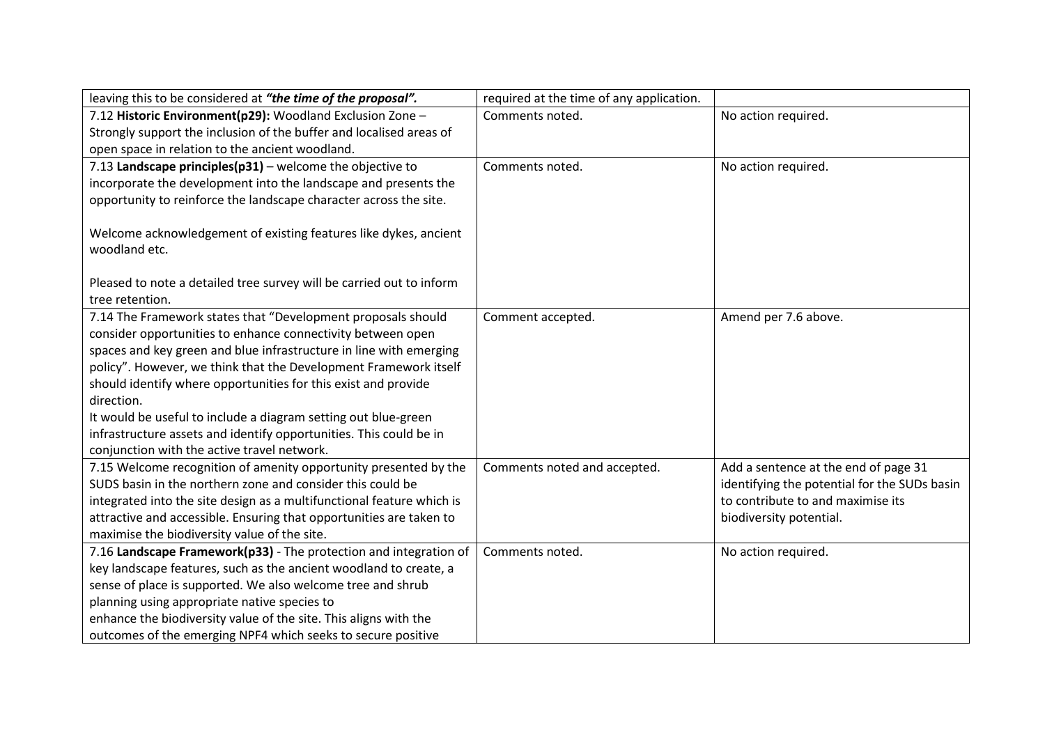| | | |
|---|---|---|
| leaving this to be considered at ***"the time of the proposal".*** | required at the time of any application. | |
| 7.12 **Historic Environment(p29):** Woodland Exclusion Zone – Strongly support the inclusion of the buffer and localised areas of open space in relation to the ancient woodland. | Comments noted. | No action required. |
| 7.13 **Landscape principles(p31)** – welcome the objective to incorporate the development into the landscape and presents the opportunity to reinforce the landscape character across the site.<br><br>Welcome acknowledgement of existing features like dykes, ancient woodland etc.<br><br>Pleased to note a detailed tree survey will be carried out to inform tree retention. | Comments noted. | No action required. |
| 7.14 The Framework states that "Development proposals should consider opportunities to enhance connectivity between open spaces and key green and blue infrastructure in line with emerging policy". However, we think that the Development Framework itself should identify where opportunities for this exist and provide direction.<br>It would be useful to include a diagram setting out blue-green infrastructure assets and identify opportunities. This could be in conjunction with the active travel network. | Comment accepted. | Amend per 7.6 above. |
| 7.15 Welcome recognition of amenity opportunity presented by the SUDS basin in the northern zone and consider this could be integrated into the site design as a multifunctional feature which is attractive and accessible. Ensuring that opportunities are taken to maximise the biodiversity value of the site. | Comments noted and accepted. | Add a sentence at the end of page 31 identifying the potential for the SUDs basin to contribute to and maximise its biodiversity potential. |
| 7.16 **Landscape Framework(p33)** - The protection and integration of key landscape features, such as the ancient woodland to create, a sense of place is supported. We also welcome tree and shrub planning using appropriate native species to enhance the biodiversity value of the site. This aligns with the outcomes of the emerging NPF4 which seeks to secure positive | Comments noted. | No action required. |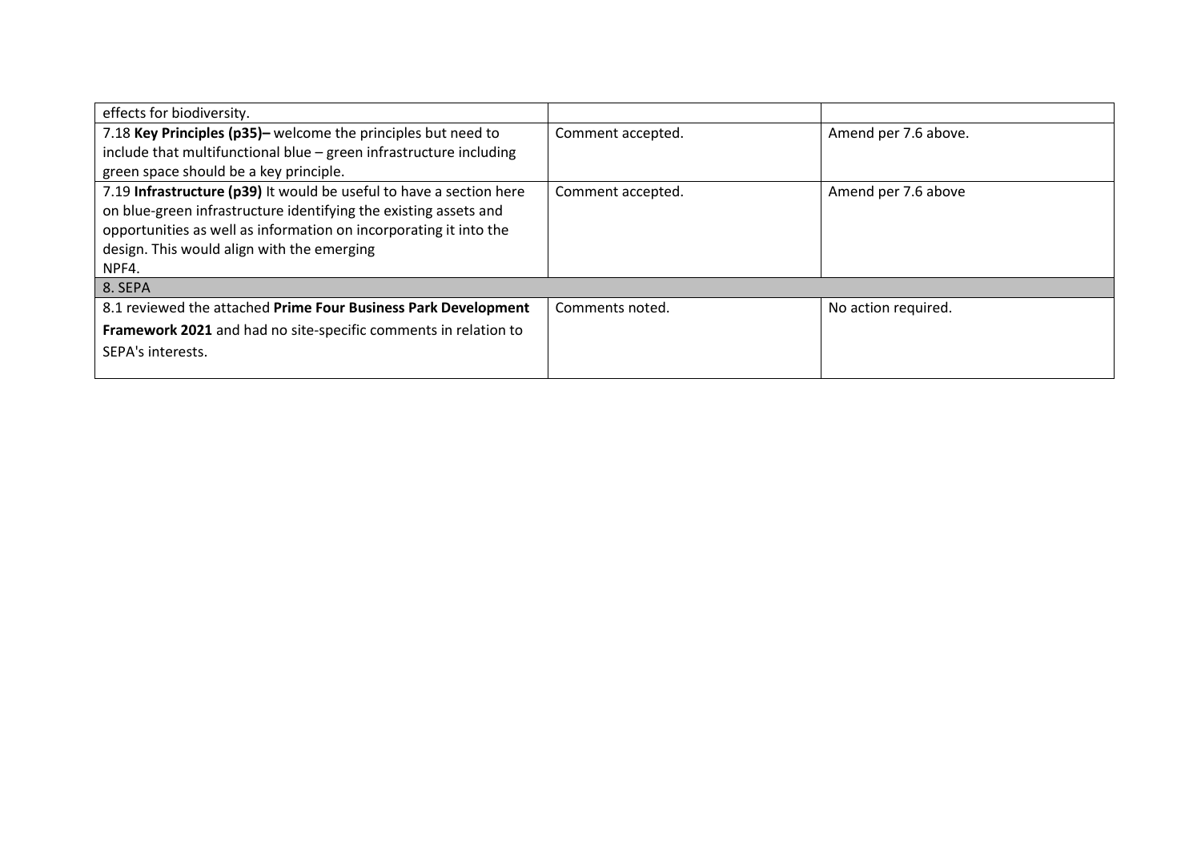| | | |
|---|---|---|
| effects for biodiversity. | | |
| 7.18 **Key Principles (p35)–** welcome the principles but need to include that multifunctional blue – green infrastructure including green space should be a key principle. | Comment accepted. | Amend per 7.6 above. |
| 7.19 **Infrastructure (p39)** It would be useful to have a section here on blue-green infrastructure identifying the existing assets and opportunities as well as information on incorporating it into the design. This would align with the emerging NPF4. | Comment accepted. | Amend per 7.6 above |
| 8. SEPA | | |
| 8.1 reviewed the attached **Prime Four Business Park Development Framework 2021** and had no site-specific comments in relation to SEPA's interests. | Comments noted. | No action required. |